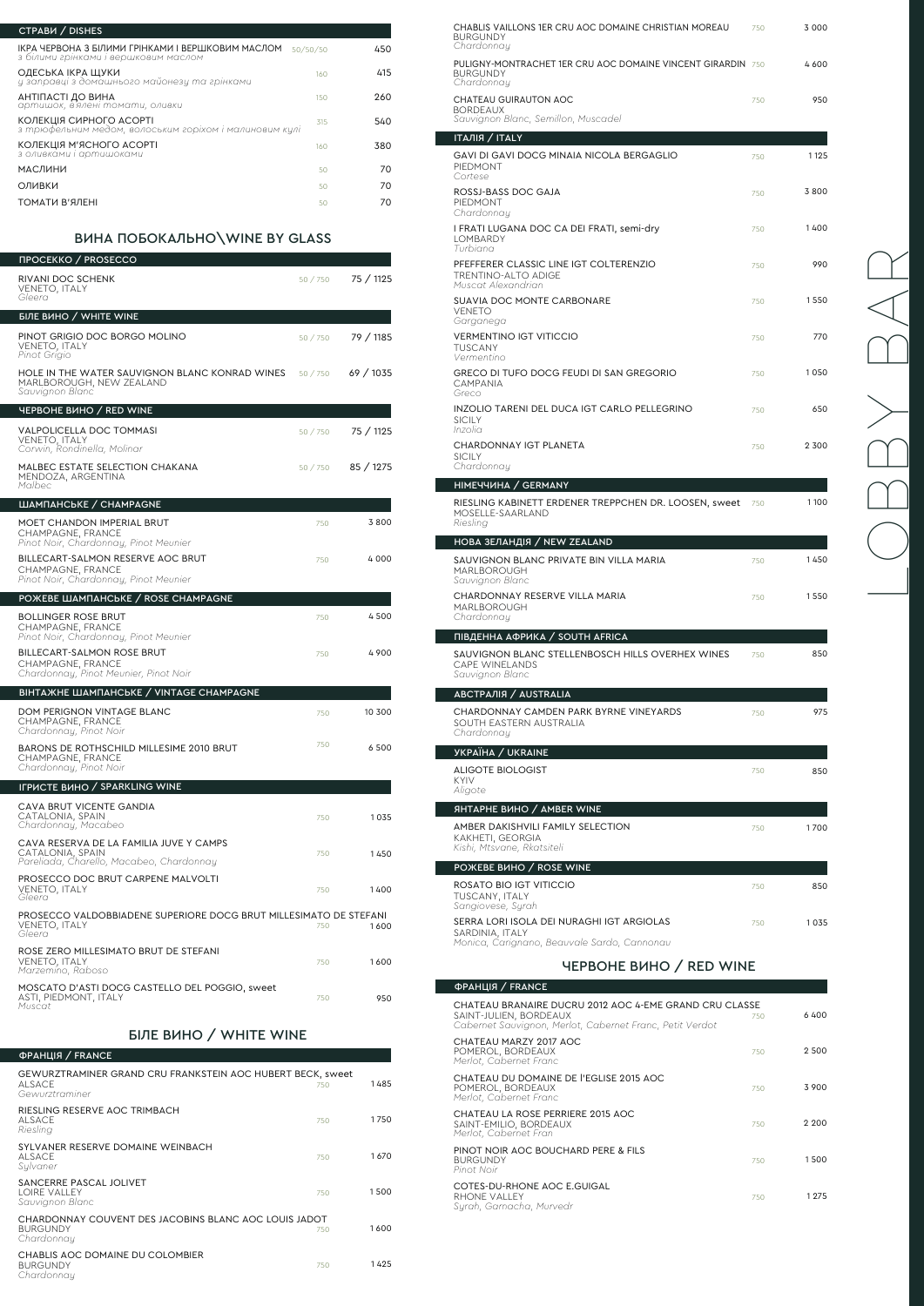| СТРАВИ / DISHES | | |
| --- | --- | --- |
| ІКРА ЧЕРВОНА З БІЛИМИ ГРІНКАМИ І ВЕРШКОВИМ МАСЛОМ<br>*з білими грінками і вершковим маслом* | 50/50/50 | 450 |
| ОДЕСЬКА ІКРА ЩУКИ<br>*у заправці з домашнього майонезу та грінками* | 160 | 415 |
| АНТІПАСТІ ДО ВИНА<br>*артишок, в'ялені томати, оливки* | 150 | 260 |
| КОЛЕКЦІЯ СИРНОГО АСОРТІ<br>*з трюфельним медом, волоським горіхом і малиновим кулі* | 315 | 540 |
| КОЛЕКЦІЯ М'ЯСНОГО АСОРТІ<br>*з оливками і артишоками* | 160 | 380 |
| МАСЛИНИ | 50 | 70 |
| ОЛИВКИ | 50 | 70 |
| ТОМАТИ В'ЯЛЕНІ | 50 | 70 |

## ВИНА ПОБОКАЛЬНО\WINE BY GLASS

| ПРОСЕККО / PROSECCO | | |
| --- | --- | --- |
| RIVANI DOC SCHENK<br>VENETO, ITALY<br>*Gleera* | 50 / 750 | 75 / 1125 |
| **БІЛЕ ВИНО / WHITE WINE** | | |
| PINOT GRIGIO DOC BORGO MOLINO<br>VENETO, ITALY<br>*Pinot Grigio* | 50 / 750 | 79 / 1185 |
| HOLE IN THE WATER SAUVIGNON BLANC KONRAD WINES<br>MARLBOROUGH, NEW ZEALAND<br>*Sauvignon Blanc* | 50 / 750 | 69 / 1035 |
| **ЧЕРВОНЕ ВИНО / RED WINE** | | |
| VALPOLICELLA DOC TOMMASI<br>VENETO, ITALY<br>*Corwin, Rondinella, Molinar* | 50 / 750 | 75 / 1125 |
| MALBEC ESTATE SELECTION CHAKANA<br>MENDOZA, ARGENTINA<br>*Malbec* | 50 / 750 | 85 / 1275 |
| **ШАМПАНСЬКЕ / CHAMPAGNE** | | |
| MOET CHANDON IMPERIAL BRUT<br>CHAMPAGNE, FRANCE<br>*Pinot Noir, Chardonnay, Pinot Meunier* | 750 | 3 800 |
| BILLECART-SALMON RESERVE AOC BRUT<br>CHAMPAGNE, FRANCE<br>*Pinot Noir, Chardonnay, Pinot Meunier* | 750 | 4 000 |
| **РОЖЕВЕ ШАМПАНСЬКЕ / ROSE CHAMPAGNE** | | |
| BOLLINGER ROSE BRUT<br>CHAMPAGNE, FRANCE<br>*Pinot Noir, Chardonnay, Pinot Meunier* | 750 | 4 500 |
| BILLECART-SALMON ROSE BRUT<br>CHAMPAGNE, FRANCE<br>*Chardonnay, Pinot Meunier, Pinot Noir* | 750 | 4 900 |
| **ВІНТАЖНЕ ШАМПАНСЬКЕ / VINTAGE CHAMPAGNE** | | |
| DOM PERIGNON VINTAGE BLANC<br>CHAMPAGNE, FRANCE<br>*Chardonnay, Pinot Noir* | 750 | 10 300 |
| BARONS DE ROTHSCHILD MILLESIME 2010 BRUT<br>CHAMPAGNE, FRANCE<br>*Chardonnay, Pinot Noir* | 750 | 6 500 |
| **ІГРИСТЕ ВИНО / SPARKLING WINE** | | |
| CAVA BRUT VICENTE GANDIA<br>CATALONIA, SPAIN<br>*Chardonnay, Macabeo* | 750 | 1 035 |
| CAVA RESERVA DE LA FAMILIA JUVE Y CAMPS<br>CATALONIA, SPAIN<br>*Pareliada, Charello, Macabeo, Chardonnay* | 750 | 1 450 |
| PROSECCO DOC BRUT CARPENE MALVOLTI<br>VENETO, ITALY<br>*Gleera* | 750 | 1 400 |
| PROSECCO VALDOBBIADENE SUPERIORE DOCG BRUT MILLESIMATO DE STEFANI<br>VENETO, ITALY<br>*Gleera* | 750 | 1 600 |
| ROSE ZERO MILLESIMATO BRUT DE STEFANI<br>VENETO, ITALY<br>*Marzemino, Raboso* | 750 | 1 600 |
| MOSCATO D'ASTI DOCG CASTELLO DEL POGGIO, sweet<br>ASTI, PIEDMONT, ITALY<br>*Muscat* | 750 | 950 |

## БІЛЕ ВИНО / WHITE WINE

| ФРАНЦІЯ / FRANCE | | |
| --- | --- | --- |
| GEWURZTRAMINER GRAND CRU FRANKSTEIN AOC HUBERT BECK, sweet<br>ALSACE<br>*Gewurztraminer* | 750 | 1 485 |
| RIESLING RESERVE AOC TRIMBACH<br>ALSACE<br>*Riesling* | 750 | 1 750 |
| SYLVANER RESERVE DOMAINE WEINBACH<br>ALSACE<br>*Sylvaner* | 750 | 1 670 |
| SANCERRE PASCAL JOLIVET<br>LOIRE VALLEY<br>*Sauvignon Blanc* | 750 | 1 500 |
| CHARDONNAY COUVENT DES JACOBINS BLANC AOC LOUIS JADOT<br>BURGUNDY<br>*Chardonnay* | 750 | 1 600 |
| CHABLIS AOC DOMAINE DU COLOMBIER<br>BURGUNDY<br>*Chardonnay* | 750 | 1 425 |
| CHABLIS VAILLONS 1ER CRU AOC DOMAINE CHRISTIAN MOREAU<br>BURGUNDY<br>*Chardonnay* | 750 | 3 000 |
| PULIGNY-MONTRACHET 1ER CRU AOC DOMAINE VINCENT GIRARDIN<br>BURGUNDY<br>*Chardonnay* | 750 | 4 600 |
| CHATEAU GUIRAUTON AOC<br>BORDEAUX<br>*Sauvignon Blanc, Semillon, Muscadel* | 750 | 950 |
| **ІТАЛІЯ / ITALY** | | |
| GAVI DI GAVI DOCG MINAIA NICOLA BERGAGLIO<br>PIEDMONT<br>*Cortese* | 750 | 1 125 |
| ROSSJ-BASS DOC GAJA<br>PIEDMONT<br>*Chardonnay* | 750 | 3 800 |
| I FRATI LUGANA DOC CA DEI FRATI, semi-dry<br>LOMBARDY<br>*Turbiana* | 750 | 1 400 |
| PFEFFERER CLASSIC LINE IGT COLTERENZIO<br>TRENTINO-ALTO ADIGE<br>*Muscat Alexandrian* | 750 | 990 |
| SUAVIA DOC MONTE CARBONARE<br>VENETO<br>*Garganega* | 750 | 1 550 |
| VERMENTINO IGT VITICCIO<br>TUSCANY<br>*Vermentino* | 750 | 770 |
| GRECO DI TUFO DOCG FEUDI DI SAN GREGORIO<br>CAMPANIA<br>*Greco* | 750 | 1 050 |
| INZOLIO TARENI DEL DUCA IGT CARLO PELLEGRINO<br>SICILY<br>*Inzolia* | 750 | 650 |
| CHARDONNAY IGT PLANETA<br>SICILY<br>*Chardonnay* | 750 | 2 300 |
| **НІМЕЧЧИНА / GERMANY** | | |
| RIESLING KABINETT ERDENER TREPPCHEN DR. LOOSEN, sweet<br>MOSELLE-SAARLAND<br>*Riesling* | 750 | 1 100 |
| **НОВА ЗЕЛАНДІЯ / NEW ZEALAND** | | |
| SAUVIGNON BLANC PRIVATE BIN VILLA MARIA<br>MARLBOROUGH<br>*Sauvignon Blanc* | 750 | 1 450 |
| CHARDONNAY RESERVE VILLA MARIA<br>MARLBOROUGH<br>*Chardonnay* | 750 | 1 550 |
| **ПІВДЕННА АФРИКА / SOUTH AFRICA** | | |
| SAUVIGNON BLANC STELLENBOSCH HILLS OVERHEX WINES<br>CAPE WINELANDS<br>*Sauvignon Blanc* | 750 | 850 |
| **АВСТРАЛІЯ / AUSTRALIA** | | |
| CHARDONNAY CAMDEN PARK BYRNE VINEYARDS<br>SOUTH EASTERN AUSTRALIA<br>*Chardonnay* | 750 | 975 |
| **УКРАЇНА / UKRAINE** | | |
| ALIGOTE BIOLOGIST<br>KYIV<br>*Aligote* | 750 | 850 |
| **ЯНТАРНЕ ВИНО / AMBER WINE** | | |
| AMBER DAKISHVILI FAMILY SELECTION<br>KAKHETI, GEORGIA<br>*Kishi, Mtsvane, Rkatsiteli* | 750 | 1 700 |
| **РОЖЕВЕ ВИНО / ROSE WINE** | | |
| ROSATO BIO IGT VITICCIO<br>TUSCANY, ITALY<br>*Sangiovese, Syrah* | 750 | 850 |
| SERRA LORI ISOLA DEI NURAGHI IGT ARGIOLAS<br>SARDINIA, ITALY<br>*Monica, Carignano, Beauvale Sardo, Cannonau* | 750 | 1 035 |

## ЧЕРВОНЕ ВИНО / RED WINE

| ФРАНЦІЯ / FRANCE | | |
| --- | --- | --- |
| CHATEAU BRANAIRE DUCRU 2012 AOC 4-EME GRAND CRU CLASSE<br>SAINT-JULIEN, BORDEAUX<br>*Cabernet Sauvignon, Merlot, Cabernet Franc, Petit Verdot* | 750 | 6 400 |
| CHATEAU MARZY 2017 AOC<br>POMEROL, BORDEAUX<br>*Merlot, Cabernet Franc* | 750 | 2 500 |
| CHATEAU DU DOMAINE DE l'EGLISE 2015 AOC<br>POMEROL, BORDEAUX<br>*Merlot, Cabernet Franc* | 750 | 3 900 |
| CHATEAU LA ROSE PERRIERE 2015 AOC<br>SAINT-EMILIO, BORDEAUX<br>*Merlot, Cabernet Fran* | 750 | 2 200 |
| PINOT NOIR AOC BOUCHARD PERE & FILS<br>BURGUNDY<br>*Pinot Noir* | 750 | 1 500 |
| COTES-DU-RHONE AOC E.GUIGAL<br>RHONE VALLEY<br>*Syrah, Garnacha, Murvedr* | 750 | 1 275 |

LOBBY BAR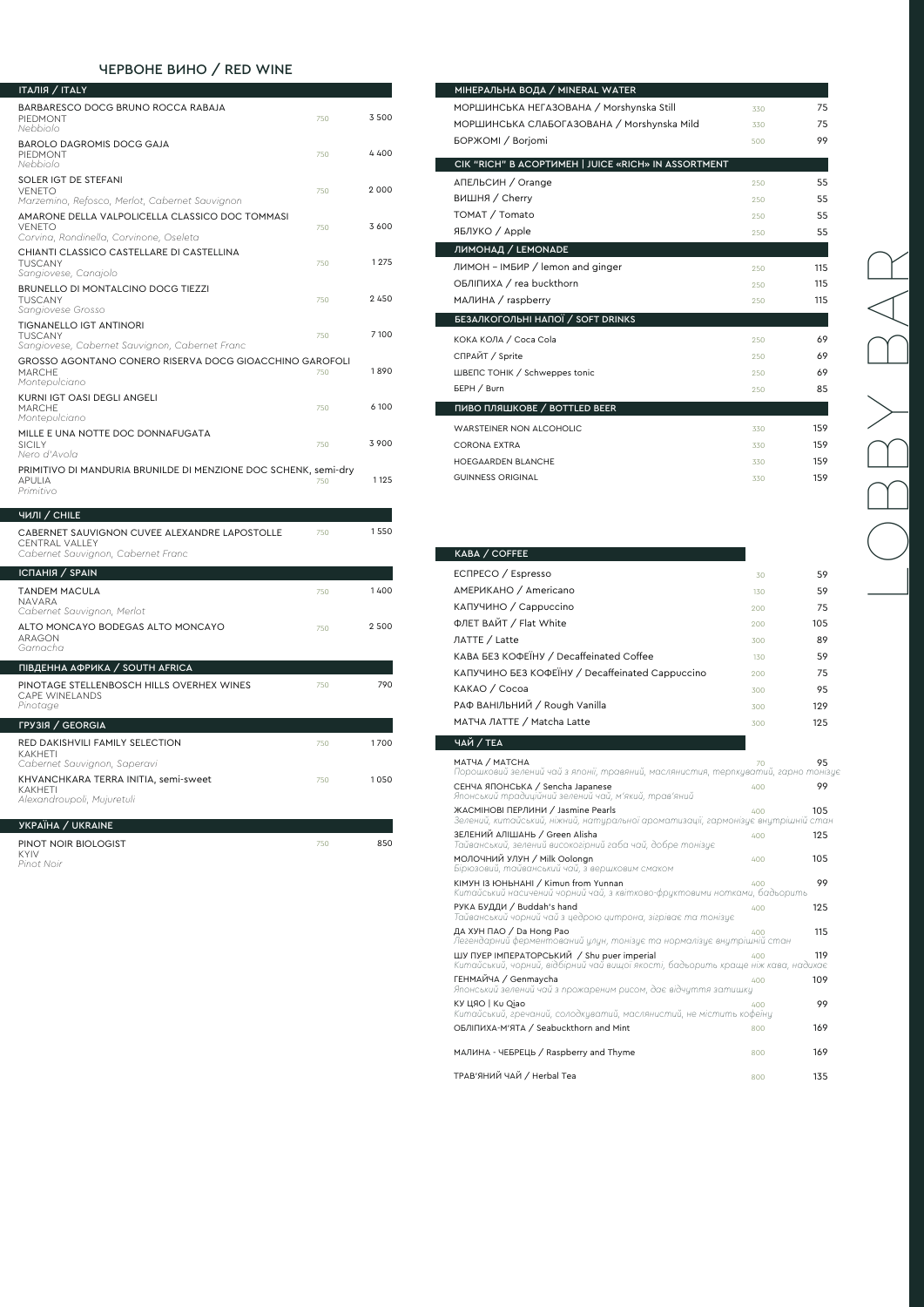## ЧЕРВОНЕ ВИНО / RED WINE

### ІТАЛІЯ / ITALY

| | | |
|---|---|---|
| BARBARESCO DOCG BRUNO ROCCA RABAJA<br>PIEDMONT<br>*Nebbiolo* | 750 | 3 500 |
| BAROLO DAGROMIS DOCG GAJA<br>PIEDMONT<br>*Nebbiolo* | 750 | 4 400 |
| SOLER IGT DE STEFANI<br>VENETO<br>*Marzemino, Refosco, Merlot, Cabernet Sauvignon* | 750 | 2 000 |
| AMARONE DELLA VALPOLICELLA CLASSICO DOC TOMMASI<br>VENETO<br>*Corvina, Rondinella, Corvinone, Oseleta* | 750 | 3 600 |
| CHIANTI CLASSICO CASTELLARE DI CASTELLINA<br>TUSCANY<br>*Sangiovese, Canajolo* | 750 | 1 275 |
| BRUNELLO DI MONTALCINO DOCG TIEZZI<br>TUSCANY<br>*Sangiovese Grosso* | 750 | 2 450 |
| TIGNANELLO IGT ANTINORI<br>TUSCANY<br>*Sangiovese, Cabernet Sauvignon, Cabernet Franc* | 750 | 7 100 |
| GROSSO AGONTANO CONERO RISERVA DOCG GIOACCHINO GAROFOLI<br>MARCHE<br>*Montepulciano* | 750 | 1 890 |
| KURNI IGT OASI DEGLI ANGELI<br>MARCHE<br>*Montepulciano* | 750 | 6 100 |
| MILLE E UNA NOTTE DOC DONNAFUGATA<br>SICILY<br>*Nero d'Avola* | 750 | 3 900 |
| PRIMITIVO DI MANDURIA BRUNILDE DI MENZIONE DOC SCHENK, semi-dry<br>APULIA<br>*Primitivo* | 750 | 1 125 |

### ЧИЛІ / CHILE

| | | |
|---|---|---|
| CABERNET SAUVIGNON CUVEE ALEXANDRE LAPOSTOLLE<br>CENTRAL VALLEY<br>*Cabernet Sauvignon, Cabernet Franc* | 750 | 1 550 |

### ІСПАНІЯ / SPAIN

| | | |
|---|---|---|
| TANDEM MACULA<br>NAVARA<br>*Cabernet Sauvignon, Merlot* | 750 | 1 400 |
| ALTO MONCAYO BODEGAS ALTO MONCAYO<br>ARAGON<br>*Garnacha* | 750 | 2 500 |

### ПІВДЕННА АФРИКА / SOUTH AFRICA

| | | |
|---|---|---|
| PINOTAGE STELLENBOSCH HILLS OVERHEX WINES<br>CAPE WINELANDS<br>*Pinotage* | 750 | 790 |

### ГРУЗІЯ / GEORGIA

| | | |
|---|---|---|
| RED DAKISHVILI FAMILY SELECTION<br>KAKHETI<br>*Cabernet Sauvignon, Saperavi* | 750 | 1 700 |
| KHVANCHKARA TERRA INITIA, semi-sweet<br>KAKHETI<br>*Alexandrouli, Mujuretuli* | 750 | 1 050 |

### УКРАЇНА / UKRAINE

| | | |
|---|---|---|
| PINOT NOIR BIOLOGIST<br>KYIV<br>*Pinot Noir* | 750 | 850 |

### МІНЕРАЛЬНА ВОДА / MINERAL WATER

| | | |
|---|---|---|
| МОРШИНСЬКА НЕГАЗОВАНА / Morshynska Still | 330 | 75 |
| МОРШИНСЬКА СЛАБОГАЗОВАНА / Morshynska Mild | 330 | 75 |
| БОРЖОМІ / Borjomi | 500 | 99 |

### СІК "RICH" В АСОРТИМЕН | JUICE «RICH» IN ASSORTMENT

| | | |
|---|---|---|
| АПЕЛЬСИН / Orange | 250 | 55 |
| ВИШНЯ / Cherry | 250 | 55 |
| ТОМАТ / Tomato | 250 | 55 |
| ЯБЛУКО / Apple | 250 | 55 |

### ЛИМОНАД / LEMONADE

| | | |
|---|---|---|
| ЛИМОН – ІМБИР / lemon and ginger | 250 | 115 |
| ОБЛІПИХА / rea buckthorn | 250 | 115 |
| МАЛИНА / raspberry | 250 | 115 |

### БЕЗАЛКОГОЛЬНІ НАПОЇ / SOFT DRINKS

| | | |
|---|---|---|
| КОКА КОЛА / Coca Cola | 250 | 69 |
| СПРАЙТ / Sprite | 250 | 69 |
| ШВЕПС ТОНІК / Schweppes tonic | 250 | 69 |
| БЕРН / Burn | 250 | 85 |

### ПИВО ПЛЯШКОВЕ / BOTTLED BEER

| | | |
|---|---|---|
| WARSTEINER NON ALCOHOLIC | 330 | 159 |
| CORONA EXTRA | 330 | 159 |
| HOEGAARDEN BLANCHE | 330 | 159 |
| GUINNESS ORIGINAL | 330 | 159 |

### КАВА / COFFEE

| | | |
|---|---|---|
| ЕСПРЕСО / Espresso | 30 | 59 |
| АМЕРИКАНО / Americano | 130 | 59 |
| КАПУЧИНО / Cappuccino | 200 | 75 |
| ФЛЕТ ВАЙТ / Flat White | 200 | 105 |
| ЛАТТЕ / Latte | 300 | 89 |
| КАВА БЕЗ КОФЕЇНУ / Decaffeinated Coffee | 130 | 59 |
| КАПУЧИНО БЕЗ КОФЕЇНУ / Decaffeinated Cappuccino | 200 | 75 |
| КАКАО / Cocoa | 300 | 95 |
| РАФ ВАНІЛЬНИЙ / Rough Vanilla | 300 | 129 |
| МАТЧА ЛАТТЕ / Matcha Latte | 300 | 125 |

### ЧАЙ / TEA

| | | |
|---|---|---|
| МАТЧА / MATCHA<br>*Порошковий зелений чай з японії, трав'яний, маслянистия, терпкуватий, гарно тонізує* | 70 | 95 |
| СЕНЧА ЯПОНСЬКА / Sencha Japanese<br>*Японський традиційний зелений чай, м'який, трав'яний* | 400 | 99 |
| ЖАСМІНОВІ ПЕРЛИНИ / Jasmine Pearls<br>*Зелений, китайський, ніжний, натуральної ароматизації, гармонізує внутрішній стан* | 400 | 105 |
| ЗЕЛЕНИЙ АЛІШАНЬ / Green Alisha<br>*Тайванський, зелений високогірний габа чай, добре тонізує* | 400 | 125 |
| МОЛОЧНИЙ УЛУН / Milk Oolongn<br>*Бірюзовий, тайванський чай, з вершковим смаком* | 400 | 105 |
| КІМУН ІЗ ЮНЬНАНІ / Kimun from Yunnan<br>*Китайський насичений чорний чай, з квітково-фруктовими нотками, бадьорить* | 400 | 99 |
| РУКА БУДДИ / Buddah's hand<br>*Тайванський чорний чай з цедрою цитрона, зігріває та тонізує* | 400 | 125 |
| ДА ХУН ПАО / Da Hong Pao<br>*Легендарний ферментований улун, тонізує та нормалізує внутрішній стан* | 400 | 115 |
| ШУ ПУЕР ІМПЕРАТОРСЬКИЙ / Shu puer imperial<br>*Китайський, чорний, відбірний чай вищої якості, бадьорить краще ніж кава, надихає* | 400 | 119 |
| ГЕНМАЙЧА / Genmaycha<br>*Японський зелений чай з прожареним рисом, дає відчуття затишку* | 400 | 109 |
| КУ ЦЯО \| Ku Qiao<br>*Китайський, гречаний, солодкуватий, маслянистий, не містить кофеїну* | 400 | 99 |
| ОБЛІПИХА-М'ЯТА / Seabuckthorn and Mint | 800 | 169 |
| МАЛИНА - ЧЕБРЕЦЬ / Raspberry and Thyme | 800 | 169 |
| ТРАВ'ЯНИЙ ЧАЙ / Herbal Tea | 800 | 135 |

LOBBY BAR